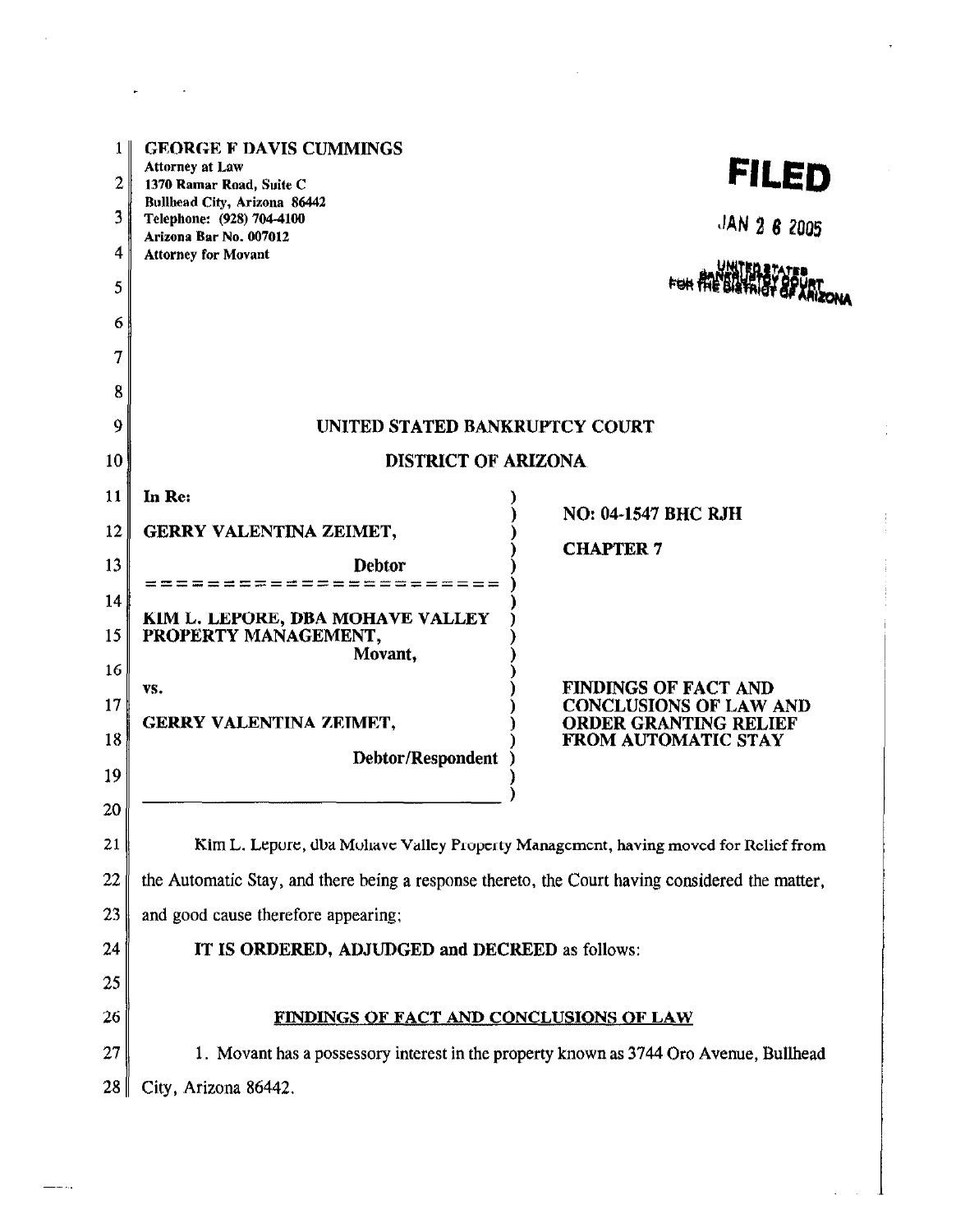GEORGE F DAVIS CUMMINGS
Attorney at Law
1370 Ramar Road, Suite C
Bullhead City, Arizona 86442
Telephone: (928) 704-4100
Arizona Bar No. 007012
Attorney for Movant

**FILED**

JAN 26 2005

UNITED STATES BANKRUPTCY COURT FOR THE DISTRICT OF ARIZONA

**UNITED STATED BANKRUPTCY COURT**

**DISTRICT OF ARIZONA**

| | |
|---|---|
| **In Re:** | **NO: 04-1547 BHC RJH** |
| **GERRY VALENTINA ZEIMET,** | **CHAPTER 7** |
| **Debtor** | |
| **KIM L. LEPORE, DBA MOHAVE VALLEY PROPERTY MANAGEMENT,** **Movant,** | |
| **vs.** | **FINDINGS OF FACT AND CONCLUSIONS OF LAW AND ORDER GRANTING RELIEF FROM AUTOMATIC STAY** |
| **GERRY VALENTINA ZEIMET,** **Debtor/Respondent** | |

Kim L. Lepore, dba Mohave Valley Property Management, having moved for Relief from the Automatic Stay, and there being a response thereto, the Court having considered the matter, and good cause therefore appearing;

**IT IS ORDERED, ADJUDGED and DECREED** as follows:

**FINDINGS OF FACT AND CONCLUSIONS OF LAW**

1. Movant has a possessory interest in the property known as 3744 Oro Avenue, Bullhead City, Arizona 86442.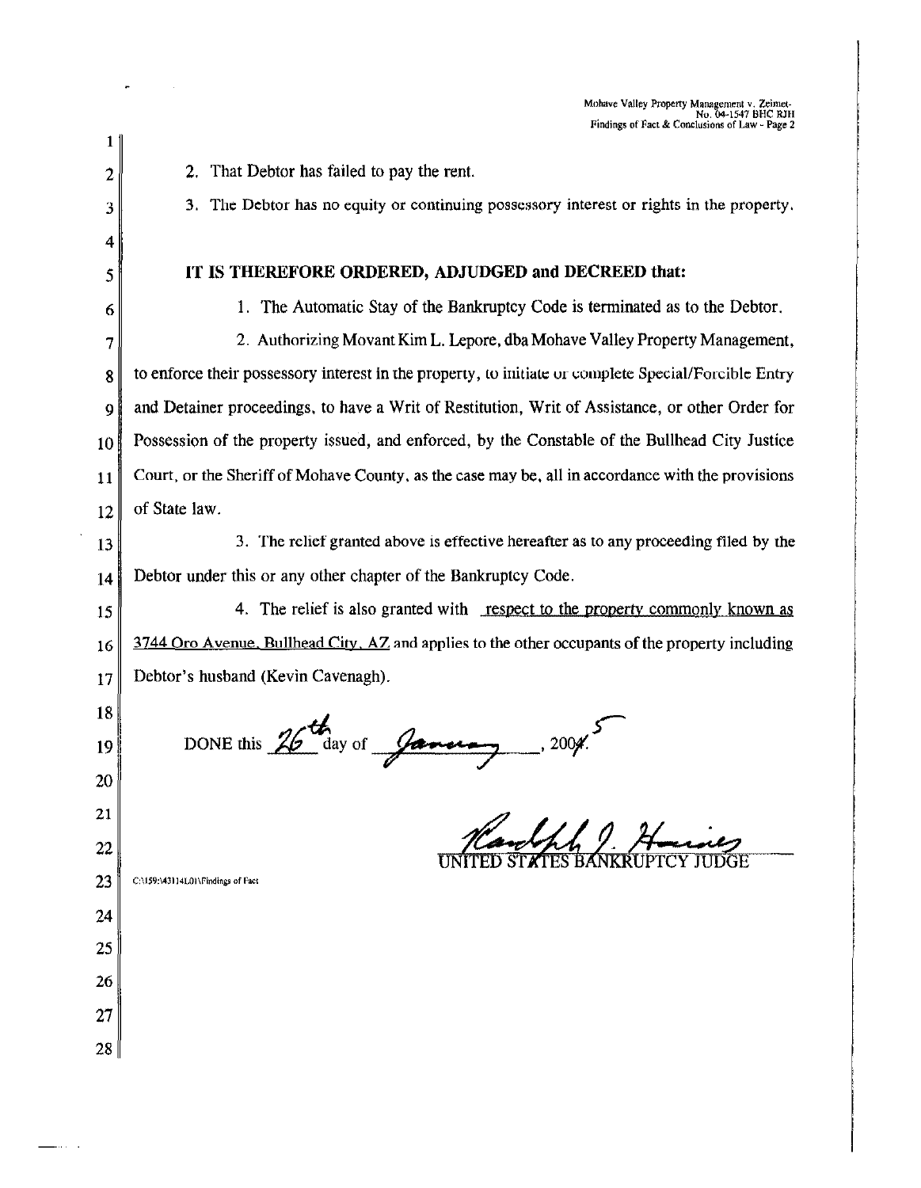2. That Debtor has failed to pay the rent.

3. The Debtor has no equity or continuing possessory interest or rights in the property.

**IT IS THEREFORE ORDERED, ADJUDGED and DECREED that:**

1. The Automatic Stay of the Bankruptcy Code is terminated as to the Debtor.

2. Authorizing Movant Kim L. Lepore, dba Mohave Valley Property Management, to enforce their possessory interest in the property, to initiate or complete Special/Forcible Entry and Detainer proceedings, to have a Writ of Restitution, Writ of Assistance, or other Order for Possession of the property issued, and enforced, by the Constable of the Bullhead City Justice Court, or the Sheriff of Mohave County, as the case may be, all in accordance with the provisions of State law.

3. The relief granted above is effective hereafter as to any proceeding filed by the Debtor under this or any other chapter of the Bankruptcy Code.

4. The relief is also granted with respect to the property commonly known as 3744 Oro Avenue, Bullhead City, AZ and applies to the other occupants of the property including Debtor's husband (Kevin Cavenagh).

DONE this 26th day of January, 2005.

Randolph J. Haines
UNITED STATES BANKRUPTCY JUDGE

C:\159:\43114L01\Findings of Fact